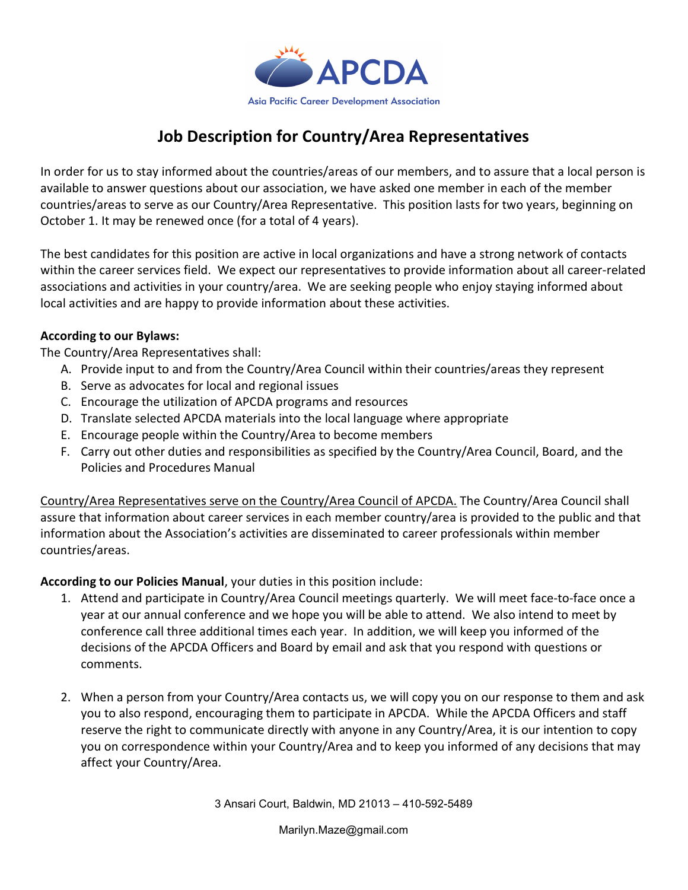APCDA

Asia Pacific Career Development Association

# Job Description for Country/Area Representatives

In order for us to stay informed about the countries/areas of our members, and to assure that a local person is available to answer questions about our association, we have asked one member in each of the member countries/areas to serve as our Country/Area Representative. This position lasts for two years, beginning on October 1. It may be renewed once (for a total of 4 years).

The best candidates for this position are active in local organizations and have a strong network of contacts within the career services field. We expect our representatives to provide information about all career-related associations and activities in your country/area. We are seeking people who enjoy staying informed about local activities and are happy to provide information about these activities.

**According to our Bylaws:**
The Country/Area Representatives shall:

A. Provide input to and from the Country/Area Council within their countries/areas they represent
B. Serve as advocates for local and regional issues
C. Encourage the utilization of APCDA programs and resources
D. Translate selected APCDA materials into the local language where appropriate
E. Encourage people within the Country/Area to become members
F. Carry out other duties and responsibilities as specified by the Country/Area Council, Board, and the Policies and Procedures Manual

<u>Country/Area Representatives serve on the Country/Area Council of APCDA.</u> The Country/Area Council shall assure that information about career services in each member country/area is provided to the public and that information about the Association's activities are disseminated to career professionals within member countries/areas.

**According to our Policies Manual**, your duties in this position include:

1. Attend and participate in Country/Area Council meetings quarterly. We will meet face-to-face once a year at our annual conference and we hope you will be able to attend. We also intend to meet by conference call three additional times each year. In addition, we will keep you informed of the decisions of the APCDA Officers and Board by email and ask that you respond with questions or comments.

2. When a person from your Country/Area contacts us, we will copy you on our response to them and ask you to also respond, encouraging them to participate in APCDA. While the APCDA Officers and staff reserve the right to communicate directly with anyone in any Country/Area, it is our intention to copy you on correspondence within your Country/Area and to keep you informed of any decisions that may affect your Country/Area.

3 Ansari Court, Baldwin, MD 21013 – 410-592-5489

Marilyn.Maze@gmail.com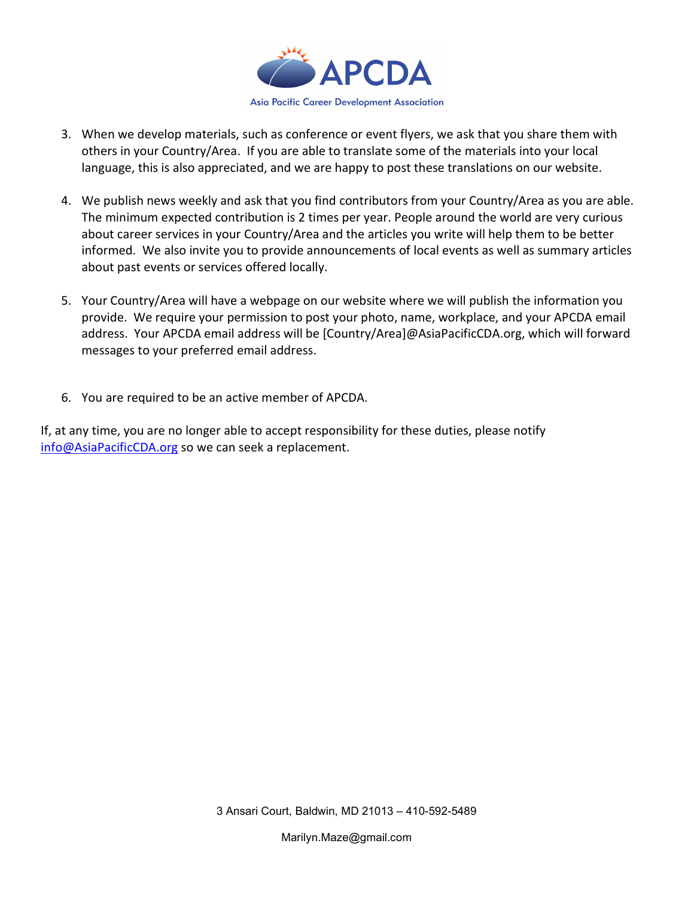3. When we develop materials, such as conference or event flyers, we ask that you share them with others in your Country/Area. If you are able to translate some of the materials into your local language, this is also appreciated, and we are happy to post these translations on our website.

4. We publish news weekly and ask that you find contributors from your Country/Area as you are able. The minimum expected contribution is 2 times per year. People around the world are very curious about career services in your Country/Area and the articles you write will help them to be better informed. We also invite you to provide announcements of local events as well as summary articles about past events or services offered locally.

5. Your Country/Area will have a webpage on our website where we will publish the information you provide. We require your permission to post your photo, name, workplace, and your APCDA email address. Your APCDA email address will be [Country/Area]@AsiaPacificCDA.org, which will forward messages to your preferred email address.

6. You are required to be an active member of APCDA.

If, at any time, you are no longer able to accept responsibility for these duties, please notify info@AsiaPacificCDA.org so we can seek a replacement.